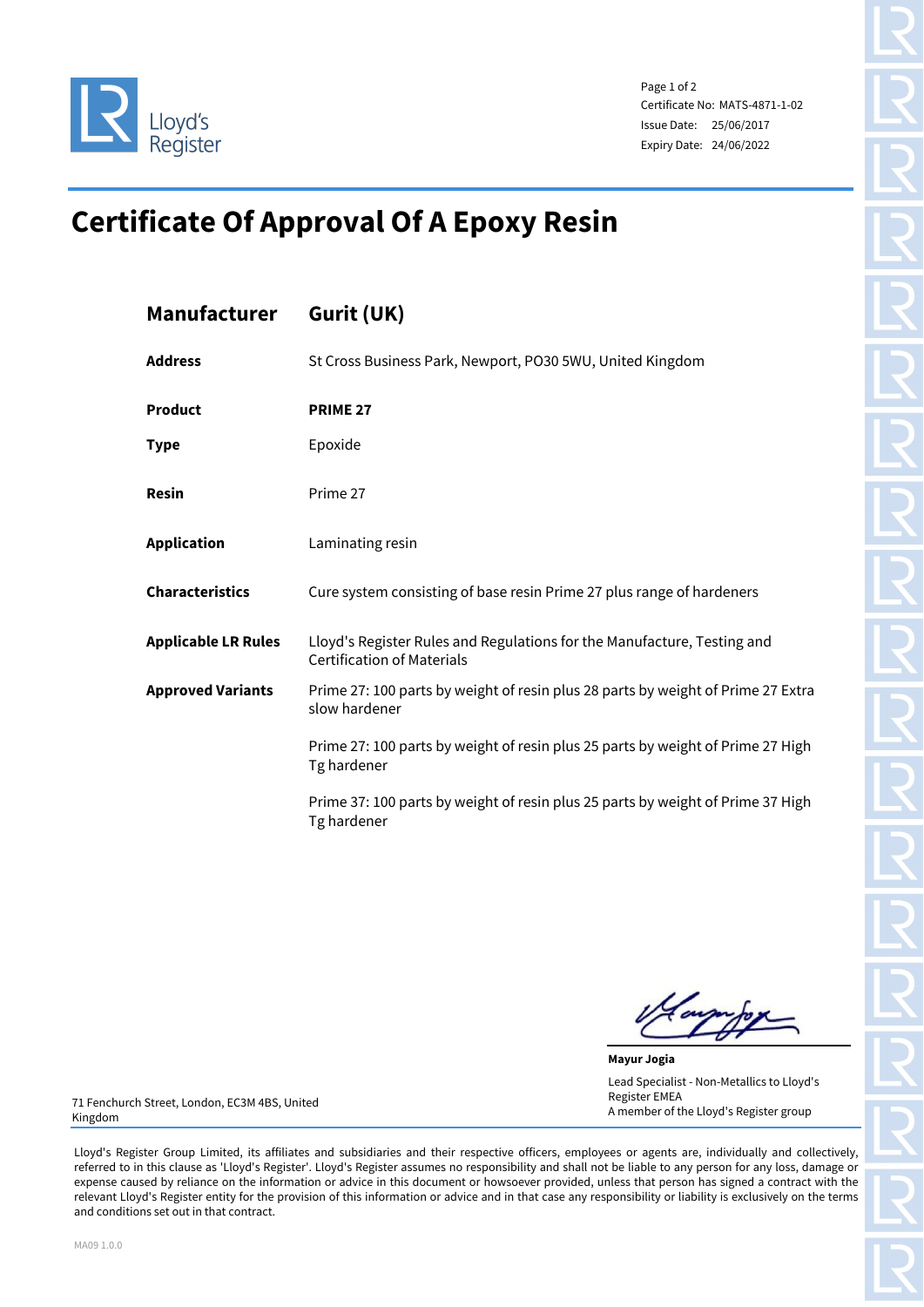Lloyd's Register

Certificate No: MATS-4871-1-02
Issue Date: 25/06/2017
Expiry Date: 24/06/2022

# Certificate Of Approval Of A Epoxy Resin

| | |
|---|---|
| **Manufacturer** | **Gurit (UK)** |
| **Address** | St Cross Business Park, Newport, PO30 5WU, United Kingdom |
| **Product** | **PRIME 27** |
| **Type** | Epoxide |
| **Resin** | Prime 27 |
| **Application** | Laminating resin |
| **Characteristics** | Cure system consisting of base resin Prime 27 plus range of hardeners |
| **Applicable LR Rules** | Lloyd's Register Rules and Regulations for the Manufacture, Testing and Certification of Materials |
| **Approved Variants** | Prime 27: 100 parts by weight of resin plus 28 parts by weight of Prime 27 Extra slow hardener<br><br>Prime 27: 100 parts by weight of resin plus 25 parts by weight of Prime 27 High Tg hardener<br><br>Prime 37: 100 parts by weight of resin plus 25 parts by weight of Prime 37 High Tg hardener |

**Mayur Jogia**
Lead Specialist - Non-Metallics to Lloyd's Register EMEA
A member of the Lloyd's Register group

71 Fenchurch Street, London, EC3M 4BS, United Kingdom

Lloyd's Register Group Limited, its affiliates and subsidiaries and their respective officers, employees or agents are, individually and collectively, referred to in this clause as 'Lloyd's Register'. Lloyd's Register assumes no responsibility and shall not be liable to any person for any loss, damage or expense caused by reliance on the information or advice in this document or howsoever provided, unless that person has signed a contract with the relevant Lloyd's Register entity for the provision of this information or advice and in that case any responsibility or liability is exclusively on the terms and conditions set out in that contract.

MA09 1.0.0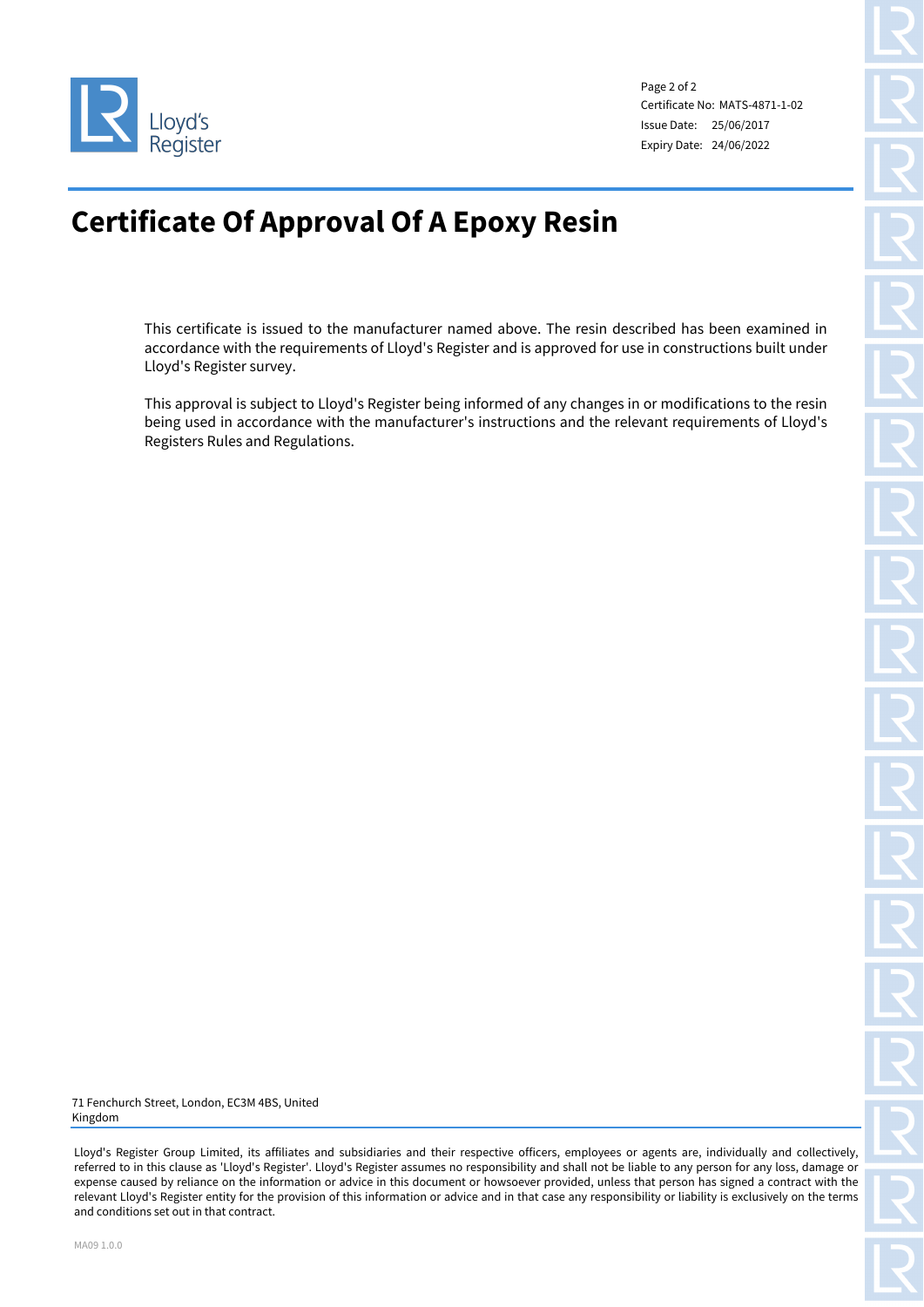Certificate No: MATS-4871-1-02
Issue Date: 25/06/2017
Expiry Date: 24/06/2022

# Certificate Of Approval Of A Epoxy Resin

This certificate is issued to the manufacturer named above. The resin described has been examined in accordance with the requirements of Lloyd's Register and is approved for use in constructions built under Lloyd's Register survey.

This approval is subject to Lloyd's Register being informed of any changes in or modifications to the resin being used in accordance with the manufacturer's instructions and the relevant requirements of Lloyd's Registers Rules and Regulations.

71 Fenchurch Street, London, EC3M 4BS, United Kingdom

Lloyd's Register Group Limited, its affiliates and subsidiaries and their respective officers, employees or agents are, individually and collectively, referred to in this clause as 'Lloyd's Register'. Lloyd's Register assumes no responsibility and shall not be liable to any person for any loss, damage or expense caused by reliance on the information or advice in this document or howsoever provided, unless that person has signed a contract with the relevant Lloyd's Register entity for the provision of this information or advice and in that case any responsibility or liability is exclusively on the terms and conditions set out in that contract.

MA09 1.0.0